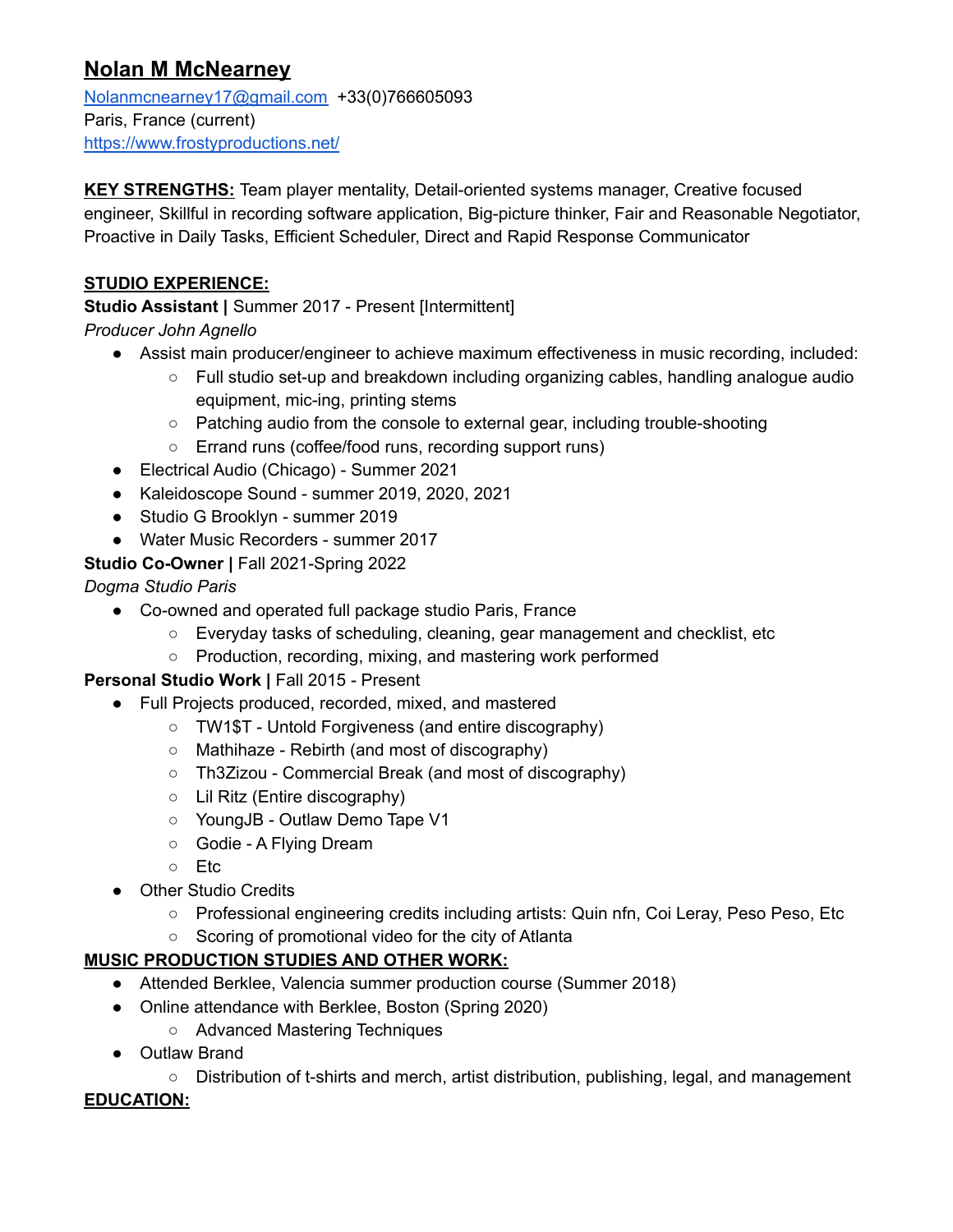# Nolan M McNearney

Nolanmcnearney17@gmail.com +33(0)766605093
Paris, France (current)
https://www.frostyproductions.net/

**KEY STRENGTHS:** Team player mentality, Detail-oriented systems manager, Creative focused engineer, Skillful in recording software application, Big-picture thinker, Fair and Reasonable Negotiator, Proactive in Daily Tasks, Efficient Scheduler, Direct and Rapid Response Communicator

## STUDIO EXPERIENCE:

**Studio Assistant |** Summer 2017 - Present [Intermittent]
*Producer John Agnello*

- Assist main producer/engineer to achieve maximum effectiveness in music recording, included:
  - Full studio set-up and breakdown including organizing cables, handling analogue audio equipment, mic-ing, printing stems
  - Patching audio from the console to external gear, including trouble-shooting
  - Errand runs (coffee/food runs, recording support runs)
- Electrical Audio (Chicago) - Summer 2021
- Kaleidoscope Sound - summer 2019, 2020, 2021
- Studio G Brooklyn - summer 2019
- Water Music Recorders - summer 2017

**Studio Co-Owner |** Fall 2021-Spring 2022
*Dogma Studio Paris*

- Co-owned and operated full package studio Paris, France
  - Everyday tasks of scheduling, cleaning, gear management and checklist, etc
  - Production, recording, mixing, and mastering work performed

**Personal Studio Work |** Fall 2015 - Present

- Full Projects produced, recorded, mixed, and mastered
  - TW1$T - Untold Forgiveness (and entire discography)
  - Mathihaze - Rebirth (and most of discography)
  - Th3Zizou - Commercial Break (and most of discography)
  - Lil Ritz (Entire discography)
  - YoungJB - Outlaw Demo Tape V1
  - Godie - A Flying Dream
  - Etc
- Other Studio Credits
  - Professional engineering credits including artists: Quin nfn, Coi Leray, Peso Peso, Etc
  - Scoring of promotional video for the city of Atlanta

## MUSIC PRODUCTION STUDIES AND OTHER WORK:

- Attended Berklee, Valencia summer production course (Summer 2018)
- Online attendance with Berklee, Boston (Spring 2020)
  - Advanced Mastering Techniques
- Outlaw Brand
  - Distribution of t-shirts and merch, artist distribution, publishing, legal, and management

## EDUCATION: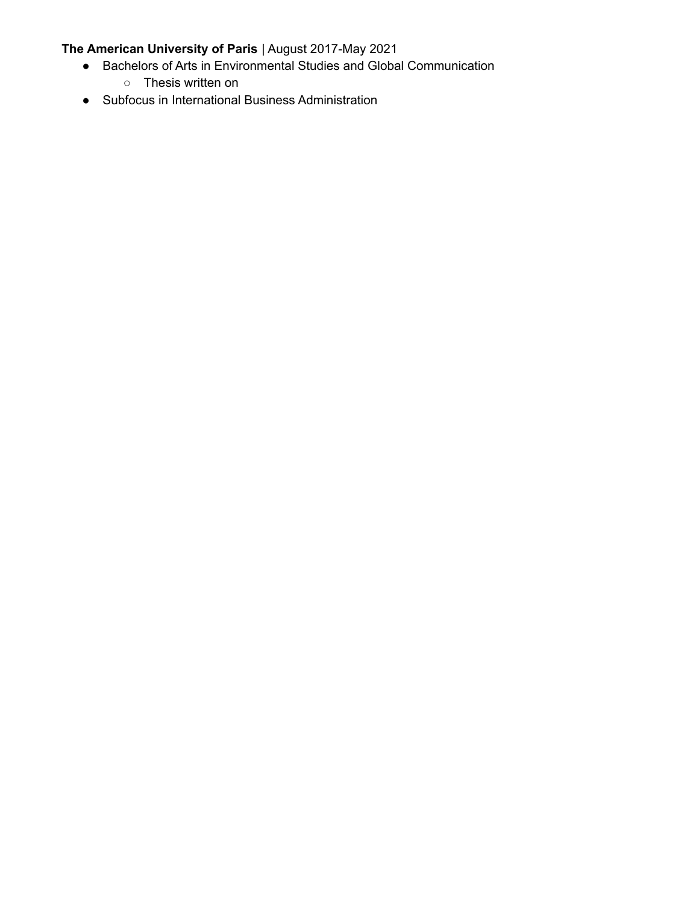**The American University of Paris** | August 2017-May 2021

- Bachelors of Arts in Environmental Studies and Global Communication
    - Thesis written on
- Subfocus in International Business Administration